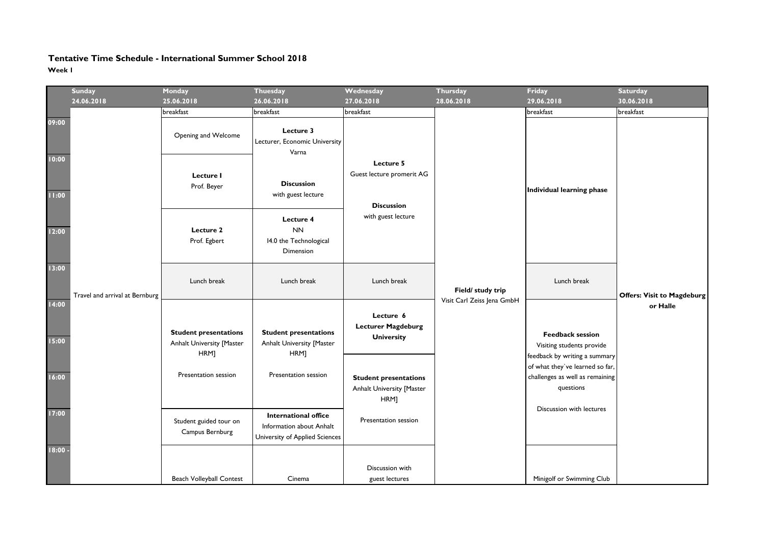**Tentative Time Schedule - International Summer School 2018**

**Week I**

| | Sunday 24.06.2018 | Monday 25.06.2018 | Thuesday 26.06.2018 | Wednesday 27.06.2018 | Thursday 28.06.2018 | Friday 29.06.2018 | Saturday 30.06.2018 |
|---|---|---|---|---|---|---|---|
| | | breakfast | breakfast | breakfast | | breakfast | breakfast |
| 09:00 | Travel and arrival at Bernburg | Opening and Welcome | **Lecture 3** Lecturer, Economic University Varna | **Lecture 5** Guest lecture promerit AG | Field/ study trip Visit Carl Zeiss Jena GmbH | Individual learning phase | Offers: Visit to Magdeburg or Halle |
| 10:00 | | **Lecture I** Prof. Beyer | **Discussion** with guest lecture | **Discussion** with guest lecture | | | |
| 11:00 | | | | | | | |
| 12:00 | | **Lecture 2** Prof. Egbert | **Lecture 4** NN I4.0 the Technological Dimension | | | | |
| 13:00 | | Lunch break | Lunch break | Lunch break | | Lunch break | |
| 14:00 | | **Student presentations** Anhalt University [Master HRM] Presentation session | **Student presentations** Anhalt University [Master HRM] Presentation session | **Lecture 6** **Lecturer Magdeburg University** | | **Feedback session** Visiting students provide feedback by writing a summary of what they`ve learned so far, challenges as well as remaining questions Discussion with lectures | |
| 15:00 | | | | | | | |
| 16:00 | | | | **Student presentations** Anhalt University [Master HRM] Presentation session | | | |
| 17:00 | | Student guided tour on Campus Bernburg | **International office** Information about Anhalt University of Applied Sciences | | | | |
| 18:00 - | | Beach Volleyball Contest | Cinema | Discussion with guest lectures | | Minigolf or Swimming Club | |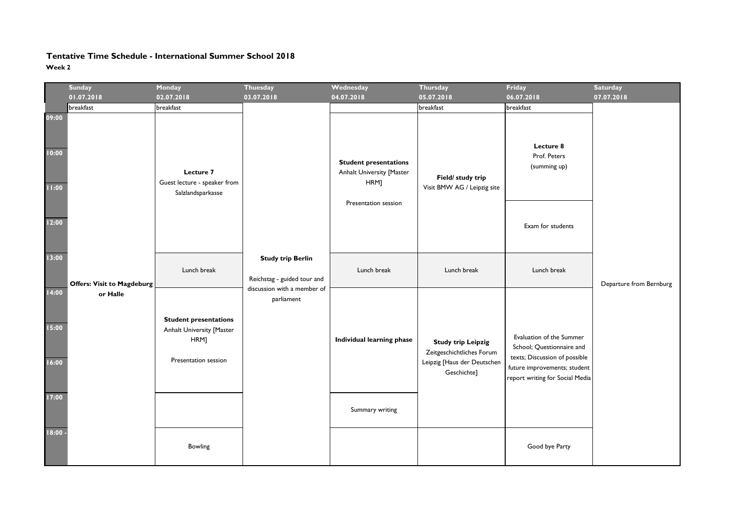**Tentative Time Schedule - International Summer School 2018**

**Week 2**

| | Sunday 01.07.2018 | Monday 02.07.2018 | Thuesday 03.07.2018 | Wednesday 04.07.2018 | Thursday 05.07.2018 | Friday 06.07.2018 | Saturday 07.07.2018 |
|---|---|---|---|---|---|---|---|
| | breakfast | breakfast | | | breakfast | breakfast | |
| 09:00 - 13:00 | **Offers: Visit to Magdeburg or Halle** | **Lecture 7** Guest lecture - speaker from Salzlandsparkasse | **Study trip Berlin** Reichstag - guided tour and discussion with a member of parliament | **Student presentations** Anhalt University [Master HRM] Presentation session | **Field/ study trip** Visit BMW AG / Leipzig site | **Lecture 8** Prof. Peters (summing up); Exam for students | Departure from Bernburg |
| 13:00 | | Lunch break | | Lunch break | Lunch break | Lunch break | |
| 14:00 - 17:00 | | **Student presentations** Anhalt University [Master HRM] Presentation session | | **Individual learning phase** | **Study trip Leipzig** Zeitgeschichtliches Forum Leipzig [Haus der Deutschen Geschichte] | Evaluation of the Summer School; Questionnaire and texts; Discussion of possible future improvements; student report writing for Social Media | |
| 17:00 | | | | Summary writing | | | |
| 18:00 - | | Bowling | | | | Good bye Party | |